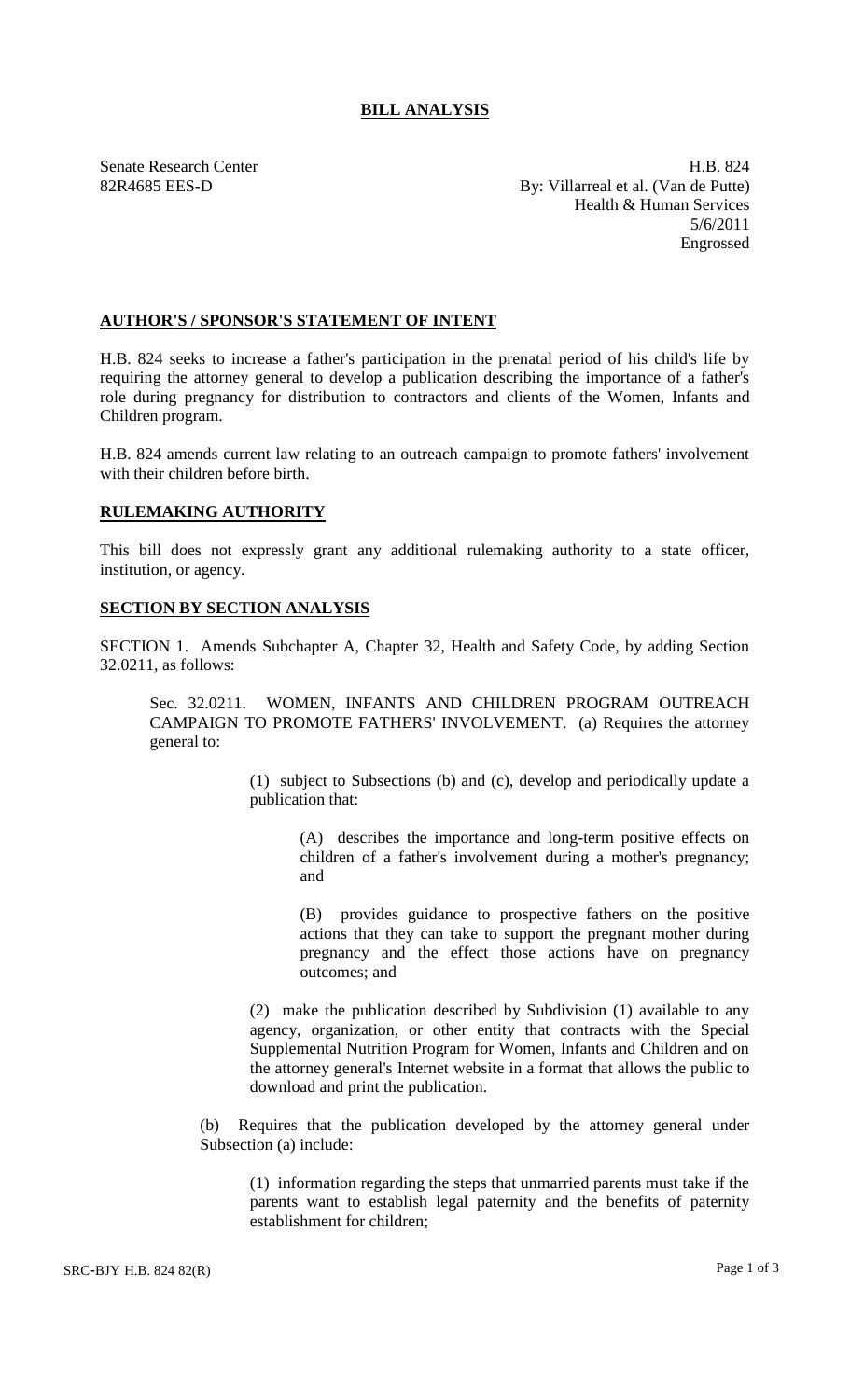# BILL ANALYSIS

Senate Research Center
82R4685 EES-D

H.B. 824
By: Villarreal et al. (Van de Putte)
Health & Human Services
5/6/2011
Engrossed

## AUTHOR'S / SPONSOR'S STATEMENT OF INTENT

H.B. 824 seeks to increase a father's participation in the prenatal period of his child's life by requiring the attorney general to develop a publication describing the importance of a father's role during pregnancy for distribution to contractors and clients of the Women, Infants and Children program.

H.B. 824 amends current law relating to an outreach campaign to promote fathers' involvement with their children before birth.

## RULEMAKING AUTHORITY

This bill does not expressly grant any additional rulemaking authority to a state officer, institution, or agency.

## SECTION BY SECTION ANALYSIS

SECTION 1. Amends Subchapter A, Chapter 32, Health and Safety Code, by adding Section 32.0211, as follows:

Sec. 32.0211. WOMEN, INFANTS AND CHILDREN PROGRAM OUTREACH CAMPAIGN TO PROMOTE FATHERS' INVOLVEMENT. (a) Requires the attorney general to:

(1) subject to Subsections (b) and (c), develop and periodically update a publication that:

(A) describes the importance and long-term positive effects on children of a father's involvement during a mother's pregnancy; and

(B) provides guidance to prospective fathers on the positive actions that they can take to support the pregnant mother during pregnancy and the effect those actions have on pregnancy outcomes; and

(2) make the publication described by Subdivision (1) available to any agency, organization, or other entity that contracts with the Special Supplemental Nutrition Program for Women, Infants and Children and on the attorney general's Internet website in a format that allows the public to download and print the publication.

(b) Requires that the publication developed by the attorney general under Subsection (a) include:

(1) information regarding the steps that unmarried parents must take if the parents want to establish legal paternity and the benefits of paternity establishment for children;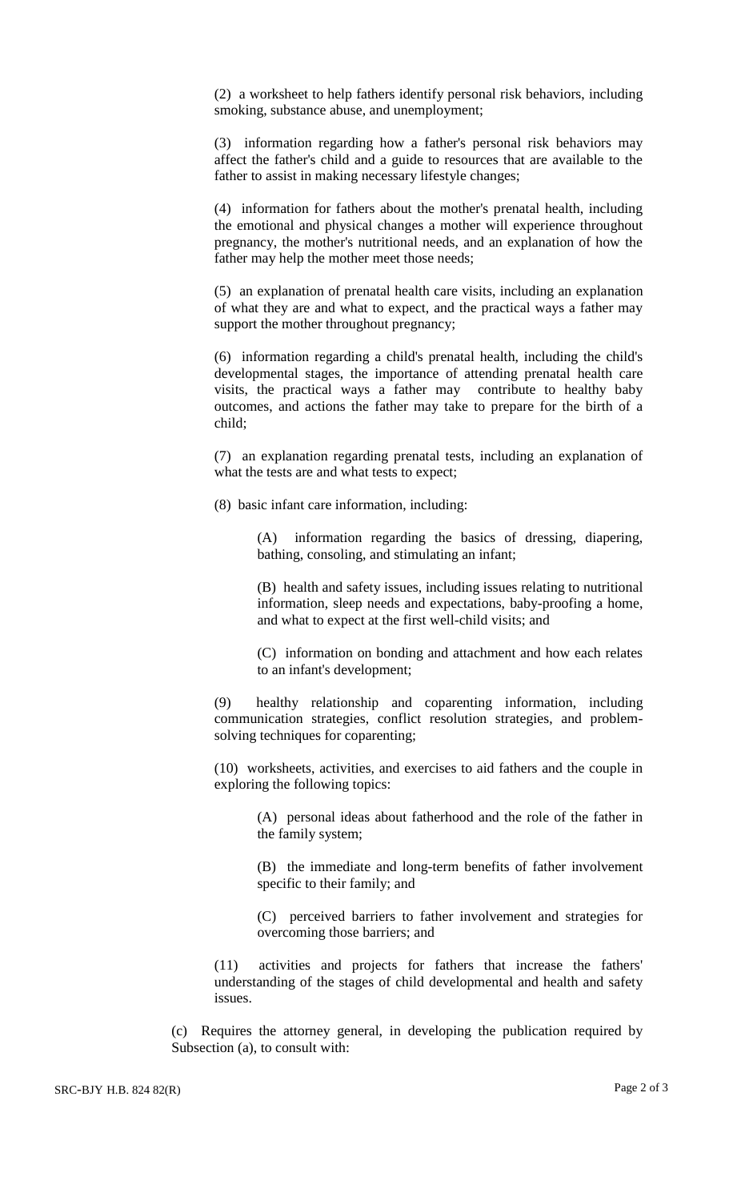(2) a worksheet to help fathers identify personal risk behaviors, including smoking, substance abuse, and unemployment;

(3) information regarding how a father's personal risk behaviors may affect the father's child and a guide to resources that are available to the father to assist in making necessary lifestyle changes;

(4) information for fathers about the mother's prenatal health, including the emotional and physical changes a mother will experience throughout pregnancy, the mother's nutritional needs, and an explanation of how the father may help the mother meet those needs;

(5) an explanation of prenatal health care visits, including an explanation of what they are and what to expect, and the practical ways a father may support the mother throughout pregnancy;

(6) information regarding a child's prenatal health, including the child's developmental stages, the importance of attending prenatal health care visits, the practical ways a father may contribute to healthy baby outcomes, and actions the father may take to prepare for the birth of a child;

(7) an explanation regarding prenatal tests, including an explanation of what the tests are and what tests to expect;

(8) basic infant care information, including:

> (A) information regarding the basics of dressing, diapering, bathing, consoling, and stimulating an infant;
>
> (B) health and safety issues, including issues relating to nutritional information, sleep needs and expectations, baby-proofing a home, and what to expect at the first well-child visits; and
>
> (C) information on bonding and attachment and how each relates to an infant's development;

(9) healthy relationship and coparenting information, including communication strategies, conflict resolution strategies, and problem-solving techniques for coparenting;

(10) worksheets, activities, and exercises to aid fathers and the couple in exploring the following topics:

> (A) personal ideas about fatherhood and the role of the father in the family system;
>
> (B) the immediate and long-term benefits of father involvement specific to their family; and
>
> (C) perceived barriers to father involvement and strategies for overcoming those barriers; and

(11) activities and projects for fathers that increase the fathers' understanding of the stages of child developmental and health and safety issues.

(c) Requires the attorney general, in developing the publication required by Subsection (a), to consult with: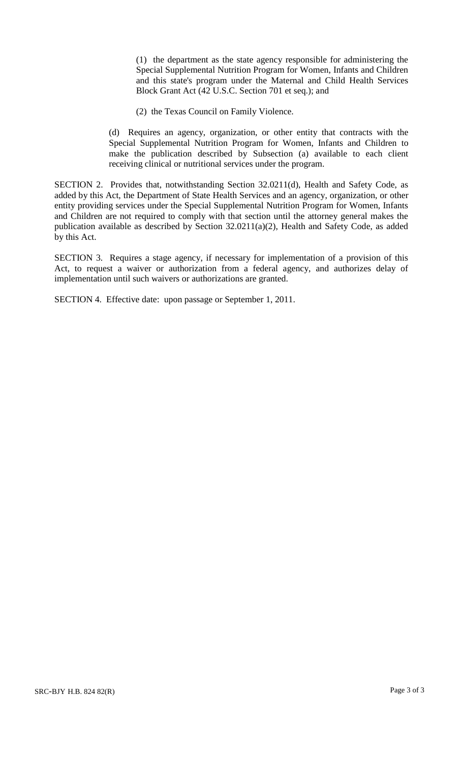(1) the department as the state agency responsible for administering the Special Supplemental Nutrition Program for Women, Infants and Children and this state's program under the Maternal and Child Health Services Block Grant Act (42 U.S.C. Section 701 et seq.); and

(2) the Texas Council on Family Violence.

(d) Requires an agency, organization, or other entity that contracts with the Special Supplemental Nutrition Program for Women, Infants and Children to make the publication described by Subsection (a) available to each client receiving clinical or nutritional services under the program.

SECTION 2. Provides that, notwithstanding Section 32.0211(d), Health and Safety Code, as added by this Act, the Department of State Health Services and an agency, organization, or other entity providing services under the Special Supplemental Nutrition Program for Women, Infants and Children are not required to comply with that section until the attorney general makes the publication available as described by Section 32.0211(a)(2), Health and Safety Code, as added by this Act.

SECTION 3. Requires a stage agency, if necessary for implementation of a provision of this Act, to request a waiver or authorization from a federal agency, and authorizes delay of implementation until such waivers or authorizations are granted.

SECTION 4. Effective date: upon passage or September 1, 2011.

SRC-BJY H.B. 824 82(R)